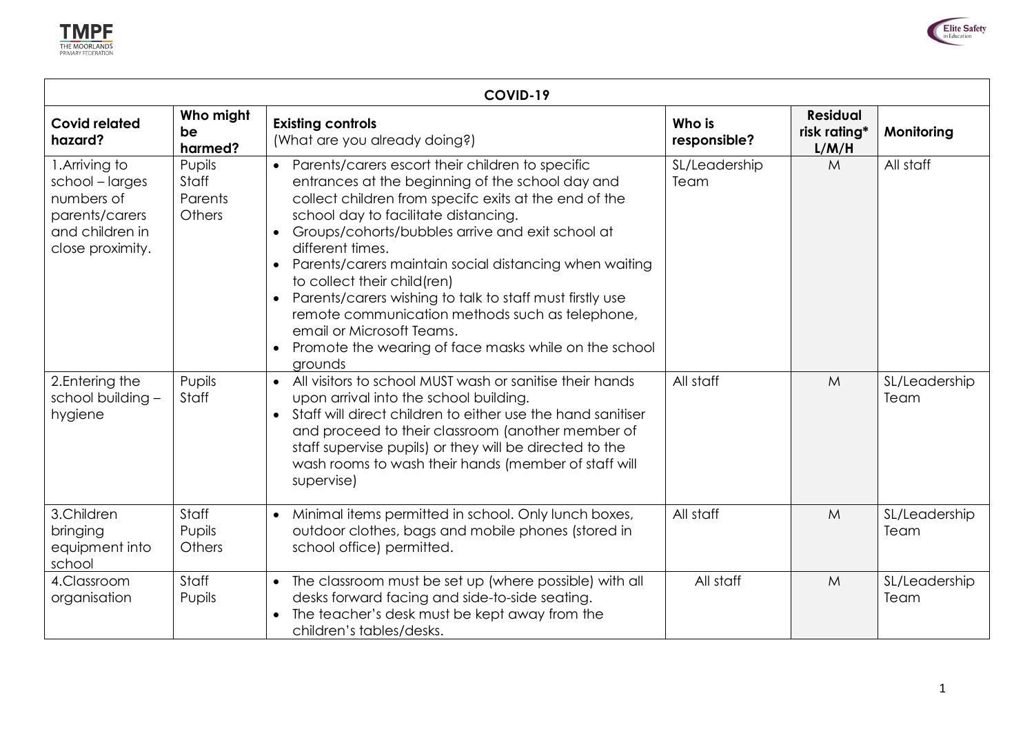| COVID-19 | | | | | |
|---|---|---|---|---|---|
| **Covid related hazard?** | **Who might be harmed?** | **Existing controls** (What are you already doing?) | **Who is responsible?** | **Residual risk rating* L/M/H** | **Monitoring** |
| 1.Arriving to school – larges numbers of parents/carers and children in close proximity. | Pupils<br>Staff<br>Parents<br>Others | • Parents/carers escort their children to specific entrances at the beginning of the school day and collect children from specifc exits at the end of the school day to facilitate distancing.<br>• Groups/cohorts/bubbles arrive and exit school at different times.<br>• Parents/carers maintain social distancing when waiting to collect their child(ren)<br>• Parents/carers wishing to talk to staff must firstly use remote communication methods such as telephone, email or Microsoft Teams.<br>• Promote the wearing of face masks while on the school grounds | SL/Leadership Team | M | All staff |
| 2.Entering the school building – hygiene | Pupils<br>Staff | • All visitors to school MUST wash or sanitise their hands upon arrival into the school building.<br>• Staff will direct children to either use the hand sanitiser and proceed to their classroom (another member of staff supervise pupils) or they will be directed to the wash rooms to wash their hands (member of staff will supervise) | All staff | M | SL/Leadership Team |
| 3.Children bringing equipment into school | Staff<br>Pupils<br>Others | • Minimal items permitted in school. Only lunch boxes, outdoor clothes, bags and mobile phones (stored in school office) permitted. | All staff | M | SL/Leadership Team |
| 4.Classroom organisation | Staff<br>Pupils | • The classroom must be set up (where possible) with all desks forward facing and side-to-side seating.<br>• The teacher's desk must be kept away from the children's tables/desks. | All staff | M | SL/Leadership Team |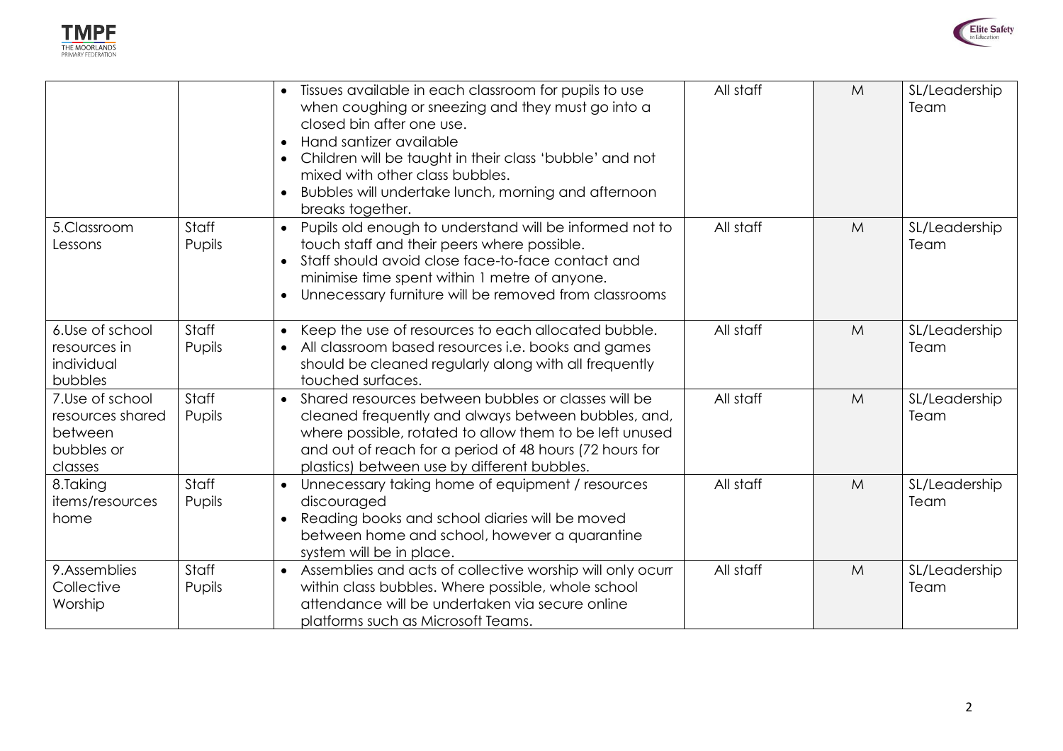| | | | | | |
|---|---|---|---|---|---|
| | | • Tissues available in each classroom for pupils to use when coughing or sneezing and they must go into a closed bin after one use.<br>• Hand santizer available<br>• Children will be taught in their class 'bubble' and not mixed with other class bubbles.<br>• Bubbles will undertake lunch, morning and afternoon breaks together. | All staff | M | SL/Leadership Team |
| 5.Classroom Lessons | Staff Pupils | • Pupils old enough to understand will be informed not to touch staff and their peers where possible.<br>• Staff should avoid close face-to-face contact and minimise time spent within 1 metre of anyone.<br>• Unnecessary furniture will be removed from classrooms | All staff | M | SL/Leadership Team |
| 6.Use of school resources in individual bubbles | Staff Pupils | • Keep the use of resources to each allocated bubble.<br>• All classroom based resources i.e. books and games should be cleaned regularly along with all frequently touched surfaces. | All staff | M | SL/Leadership Team |
| 7.Use of school resources shared between bubbles or classes | Staff Pupils | • Shared resources between bubbles or classes will be cleaned frequently and always between bubbles, and, where possible, rotated to allow them to be left unused and out of reach for a period of 48 hours (72 hours for plastics) between use by different bubbles. | All staff | M | SL/Leadership Team |
| 8.Taking items/resources home | Staff Pupils | • Unnecessary taking home of equipment / resources discouraged<br>• Reading books and school diaries will be moved between home and school, however a quarantine system will be in place. | All staff | M | SL/Leadership Team |
| 9.Assemblies Collective Worship | Staff Pupils | • Assemblies and acts of collective worship will only ocurr within class bubbles. Where possible, whole school attendance will be undertaken via secure online platforms such as Microsoft Teams. | All staff | M | SL/Leadership Team |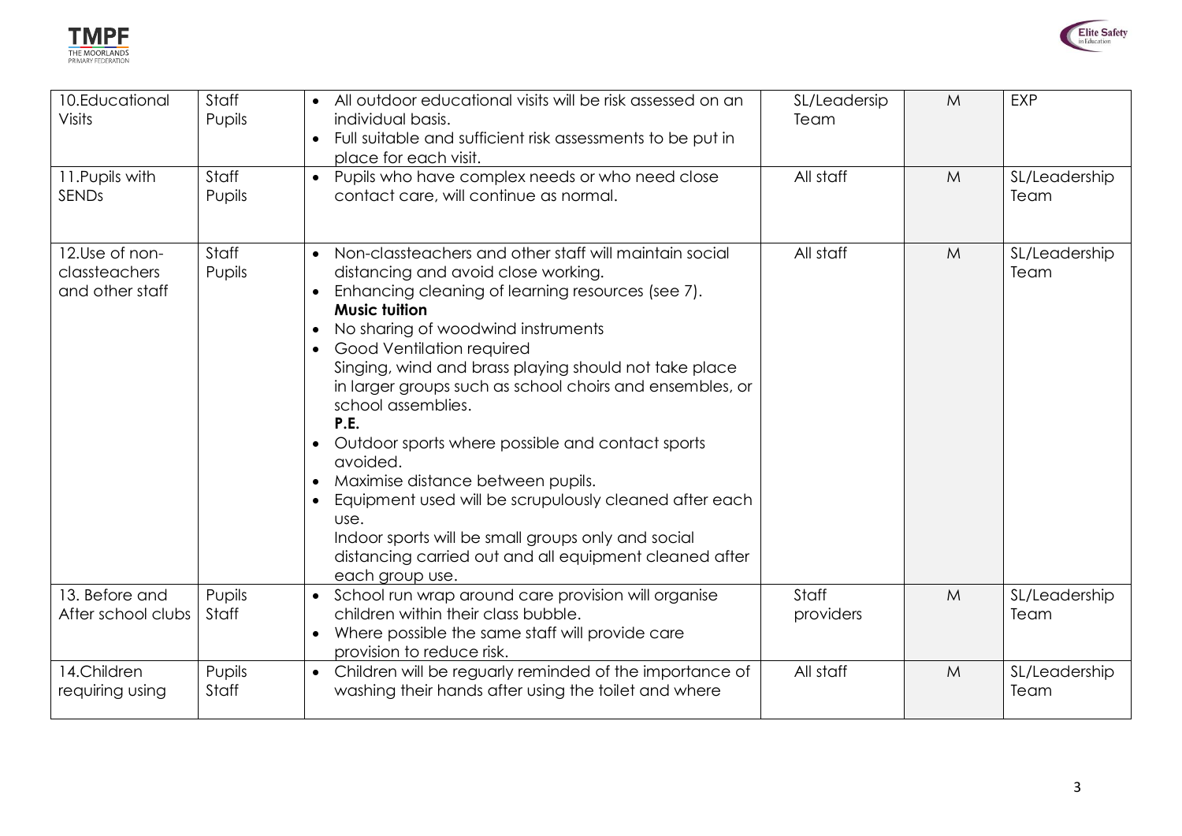| 10.Educational Visits | Staff Pupils | • All outdoor educational visits will be risk assessed on an individual basis.<br>• Full suitable and sufficient risk assessments to be put in place for each visit. | SL/Leadersip Team | M | EXP |
|---|---|---|---|---|---|
| 11.Pupils with SENDs | Staff Pupils | • Pupils who have complex needs or who need close contact care, will continue as normal. | All staff | M | SL/Leadership Team |
| 12.Use of non-classteachers and other staff | Staff Pupils | • Non-classteachers and other staff will maintain social distancing and avoid close working.<br>• Enhancing cleaning of learning resources (see 7).<br>**Music tuition**<br>• No sharing of woodwind instruments<br>• Good Ventilation required<br>Singing, wind and brass playing should not take place in larger groups such as school choirs and ensembles, or school assemblies.<br>**P.E.**<br>• Outdoor sports where possible and contact sports avoided.<br>• Maximise distance between pupils.<br>• Equipment used will be scrupulously cleaned after each use.<br>Indoor sports will be small groups only and social distancing carried out and all equipment cleaned after each group use. | All staff | M | SL/Leadership Team |
| 13. Before and After school clubs | Pupils Staff | • School run wrap around care provision will organise children within their class bubble.<br>• Where possible the same staff will provide care provision to reduce risk. | Staff providers | M | SL/Leadership Team |
| 14.Children requiring using | Pupils Staff | • Children will be reguarly reminded of the importance of washing their hands after using the toilet and where | All staff | M | SL/Leadership Team |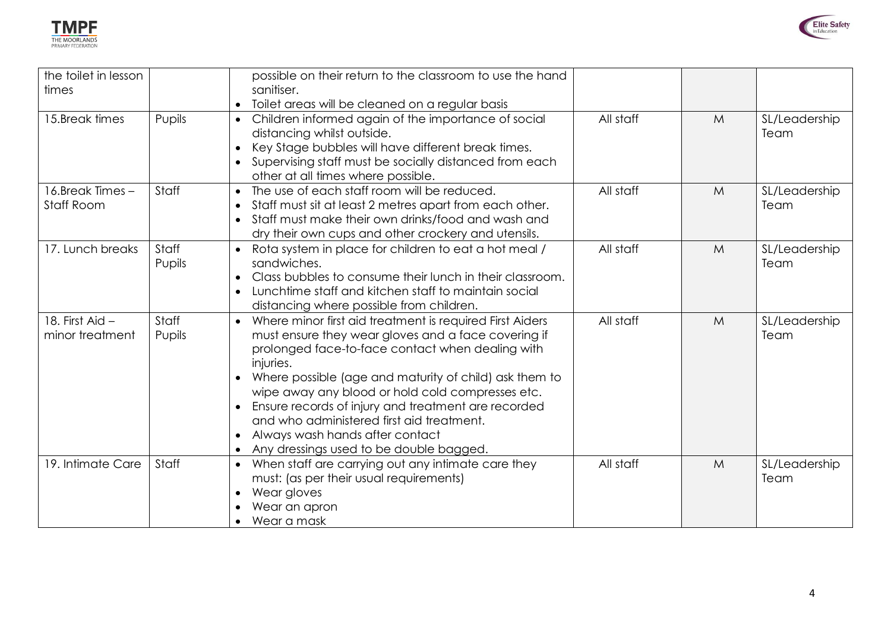| | | | | | |
|---|---|---|---|---|---|
| the toilet in lesson times | | possible on their return to the classroom to use the hand sanitiser.<br>• Toilet areas will be cleaned on a regular basis | | | |
| 15.Break times | Pupils | • Children informed again of the importance of social distancing whilst outside.<br>• Key Stage bubbles will have different break times.<br>• Supervising staff must be socially distanced from each other at all times where possible. | All staff | M | SL/Leadership Team |
| 16.Break Times – Staff Room | Staff | • The use of each staff room will be reduced.<br>• Staff must sit at least 2 metres apart from each other.<br>• Staff must make their own drinks/food and wash and dry their own cups and other crockery and utensils. | All staff | M | SL/Leadership Team |
| 17. Lunch breaks | Staff<br>Pupils | • Rota system in place for children to eat a hot meal / sandwiches.<br>• Class bubbles to consume their lunch in their classroom.<br>• Lunchtime staff and kitchen staff to maintain social distancing where possible from children. | All staff | M | SL/Leadership Team |
| 18. First Aid – minor treatment | Staff<br>Pupils | • Where minor first aid treatment is required First Aiders must ensure they wear gloves and a face covering if prolonged face-to-face contact when dealing with injuries.<br>• Where possible (age and maturity of child) ask them to wipe away any blood or hold cold compresses etc.<br>• Ensure records of injury and treatment are recorded and who administered first aid treatment.<br>• Always wash hands after contact<br>• Any dressings used to be double bagged. | All staff | M | SL/Leadership Team |
| 19. Intimate Care | Staff | • When staff are carrying out any intimate care they must: (as per their usual requirements)<br>• Wear gloves<br>• Wear an apron<br>• Wear a mask | All staff | M | SL/Leadership Team |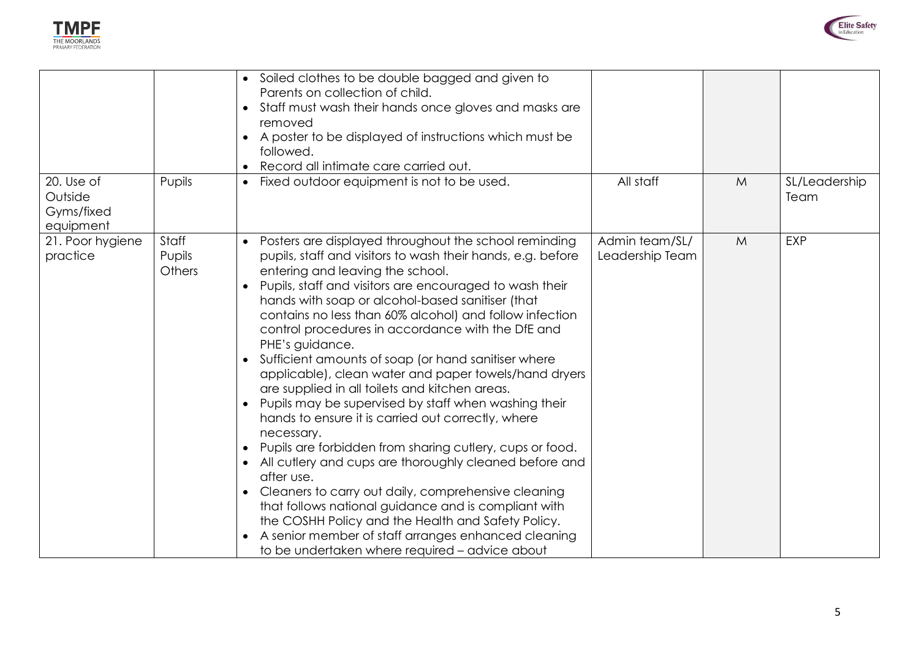| | | | | | |
|---|---|---|---|---|---|
| | | • Soiled clothes to be double bagged and given to Parents on collection of child.<br>• Staff must wash their hands once gloves and masks are removed<br>• A poster to be displayed of instructions which must be followed.<br>• Record all intimate care carried out. | | | |
| 20. Use of Outside Gyms/fixed equipment | Pupils | • Fixed outdoor equipment is not to be used. | All staff | M | SL/Leadership Team |
| 21. Poor hygiene practice | Staff<br>Pupils<br>Others | • Posters are displayed throughout the school reminding pupils, staff and visitors to wash their hands, e.g. before entering and leaving the school.<br>• Pupils, staff and visitors are encouraged to wash their hands with soap or alcohol-based sanitiser (that contains no less than 60% alcohol) and follow infection control procedures in accordance with the DfE and PHE's guidance.<br>• Sufficient amounts of soap (or hand sanitiser where applicable), clean water and paper towels/hand dryers are supplied in all toilets and kitchen areas.<br>• Pupils may be supervised by staff when washing their hands to ensure it is carried out correctly, where necessary.<br>• Pupils are forbidden from sharing cutlery, cups or food.<br>• All cutlery and cups are thoroughly cleaned before and after use.<br>• Cleaners to carry out daily, comprehensive cleaning that follows national guidance and is compliant with the COSHH Policy and the Health and Safety Policy.<br>• A senior member of staff arranges enhanced cleaning to be undertaken where required – advice about | Admin team/SL/ Leadership Team | M | EXP |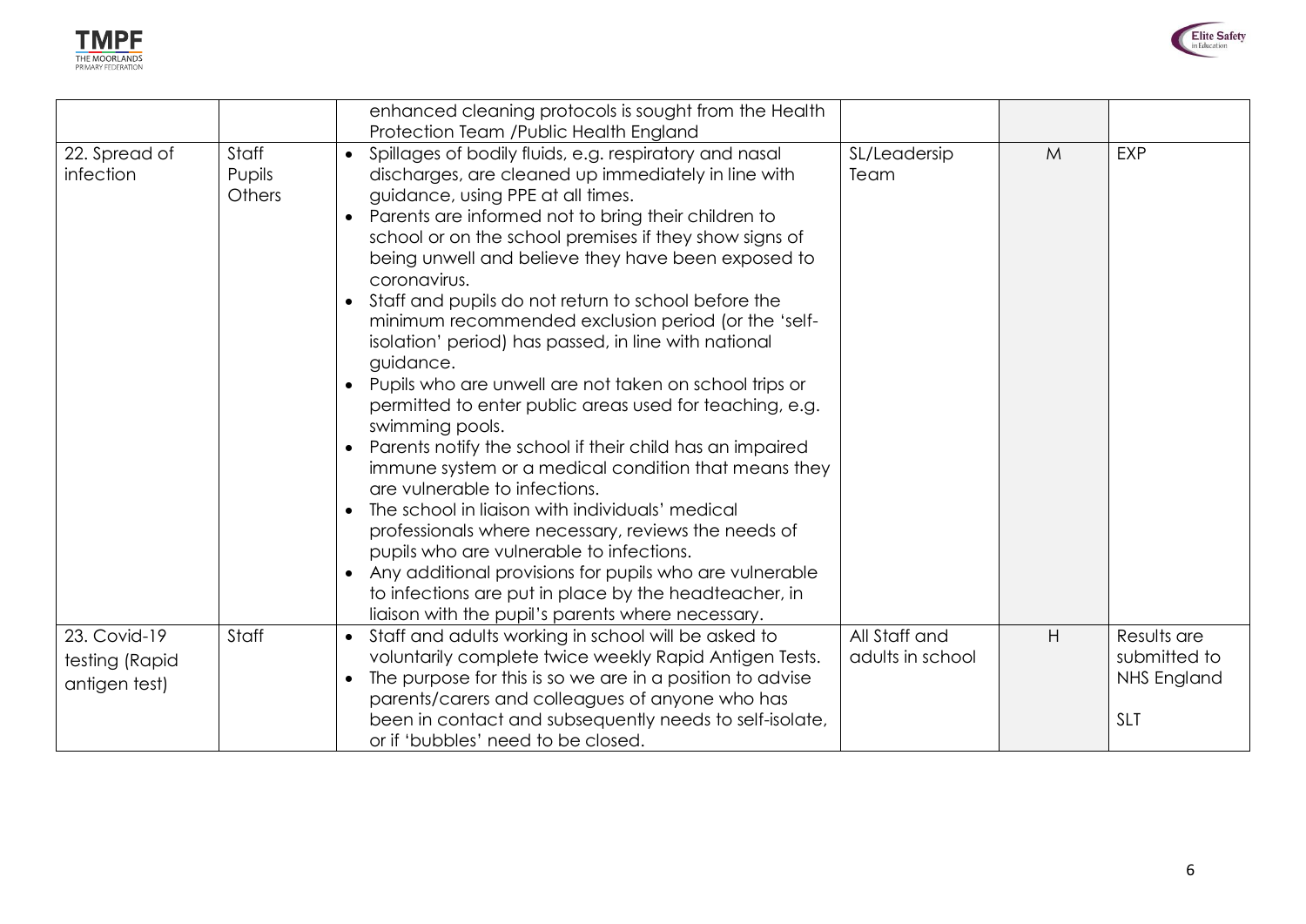| | | | | | |
|---|---|---|---|---|---|
| | | enhanced cleaning protocols is sought from the Health Protection Team /Public Health England | | | |
| 22. Spread of infection | Staff<br>Pupils<br>Others | • Spillages of bodily fluids, e.g. respiratory and nasal discharges, are cleaned up immediately in line with guidance, using PPE at all times.<br>• Parents are informed not to bring their children to school or on the school premises if they show signs of being unwell and believe they have been exposed to coronavirus.<br>• Staff and pupils do not return to school before the minimum recommended exclusion period (or the 'self-isolation' period) has passed, in line with national guidance.<br>• Pupils who are unwell are not taken on school trips or permitted to enter public areas used for teaching, e.g. swimming pools.<br>• Parents notify the school if their child has an impaired immune system or a medical condition that means they are vulnerable to infections.<br>• The school in liaison with individuals' medical professionals where necessary, reviews the needs of pupils who are vulnerable to infections.<br>• Any additional provisions for pupils who are vulnerable to infections are put in place by the headteacher, in liaison with the pupil's parents where necessary. | SL/Leadersip Team | M | EXP |
| 23. Covid-19 testing (Rapid antigen test) | Staff | • Staff and adults working in school will be asked to voluntarily complete twice weekly Rapid Antigen Tests.<br>• The purpose for this is so we are in a position to advise parents/carers and colleagues of anyone who has been in contact and subsequently needs to self-isolate, or if 'bubbles' need to be closed. | All Staff and adults in school | H | Results are submitted to NHS England<br><br>SLT |